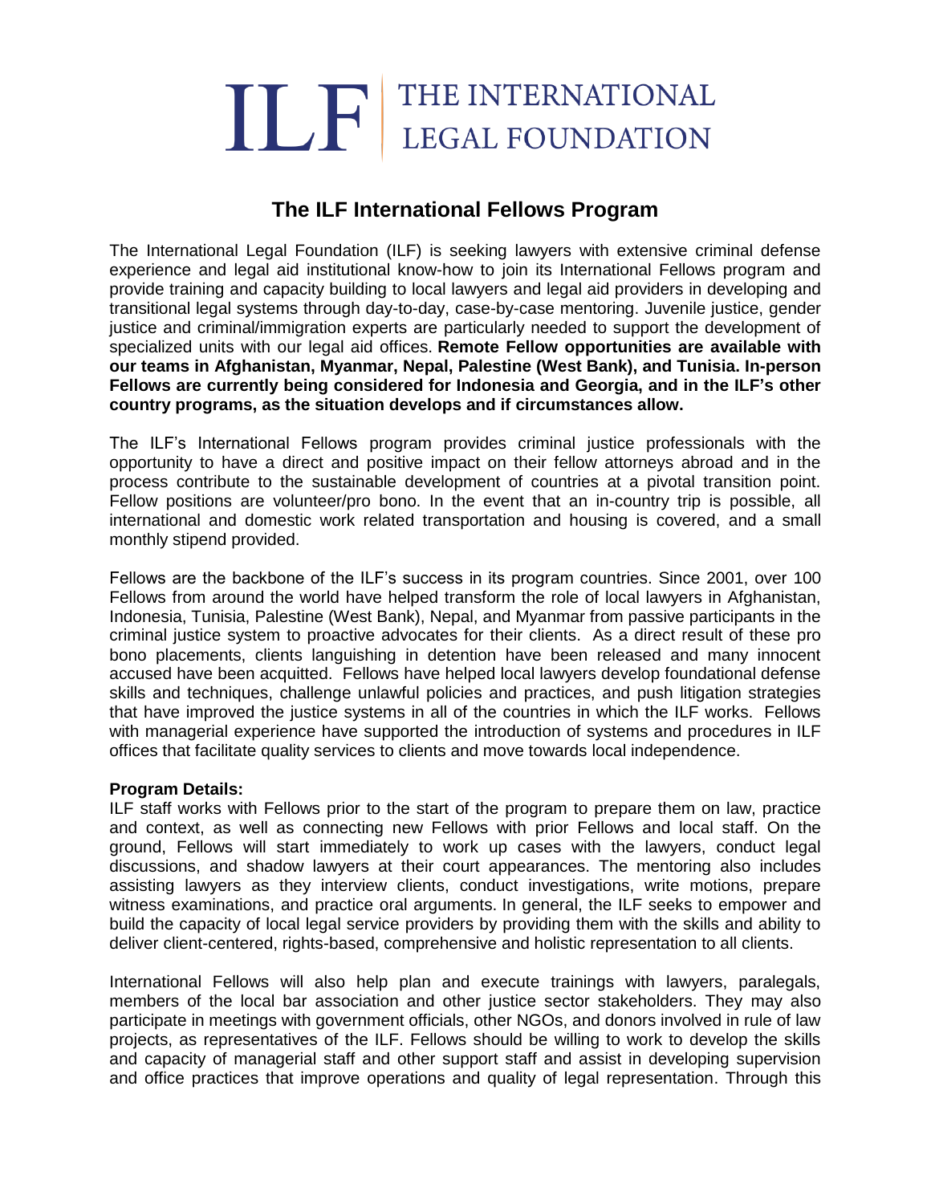# ILF | THE INTERNATIONAL LEGAL FOUNDATION

## The ILF International Fellows Program

The International Legal Foundation (ILF) is seeking lawyers with extensive criminal defense experience and legal aid institutional know-how to join its International Fellows program and provide training and capacity building to local lawyers and legal aid providers in developing and transitional legal systems through day-to-day, case-by-case mentoring. Juvenile justice, gender justice and criminal/immigration experts are particularly needed to support the development of specialized units with our legal aid offices. **Remote Fellow opportunities are available with our teams in Afghanistan, Myanmar, Nepal, Palestine (West Bank), and Tunisia. In-person Fellows are currently being considered for Indonesia and Georgia, and in the ILF's other country programs, as the situation develops and if circumstances allow.**

The ILF's International Fellows program provides criminal justice professionals with the opportunity to have a direct and positive impact on their fellow attorneys abroad and in the process contribute to the sustainable development of countries at a pivotal transition point. Fellow positions are volunteer/pro bono. In the event that an in-country trip is possible, all international and domestic work related transportation and housing is covered, and a small monthly stipend provided.

Fellows are the backbone of the ILF's success in its program countries. Since 2001, over 100 Fellows from around the world have helped transform the role of local lawyers in Afghanistan, Indonesia, Tunisia, Palestine (West Bank), Nepal, and Myanmar from passive participants in the criminal justice system to proactive advocates for their clients. As a direct result of these pro bono placements, clients languishing in detention have been released and many innocent accused have been acquitted. Fellows have helped local lawyers develop foundational defense skills and techniques, challenge unlawful policies and practices, and push litigation strategies that have improved the justice systems in all of the countries in which the ILF works. Fellows with managerial experience have supported the introduction of systems and procedures in ILF offices that facilitate quality services to clients and move towards local independence.

**Program Details:**
ILF staff works with Fellows prior to the start of the program to prepare them on law, practice and context, as well as connecting new Fellows with prior Fellows and local staff. On the ground, Fellows will start immediately to work up cases with the lawyers, conduct legal discussions, and shadow lawyers at their court appearances. The mentoring also includes assisting lawyers as they interview clients, conduct investigations, write motions, prepare witness examinations, and practice oral arguments. In general, the ILF seeks to empower and build the capacity of local legal service providers by providing them with the skills and ability to deliver client-centered, rights-based, comprehensive and holistic representation to all clients.

International Fellows will also help plan and execute trainings with lawyers, paralegals, members of the local bar association and other justice sector stakeholders. They may also participate in meetings with government officials, other NGOs, and donors involved in rule of law projects, as representatives of the ILF. Fellows should be willing to work to develop the skills and capacity of managerial staff and other support staff and assist in developing supervision and office practices that improve operations and quality of legal representation. Through this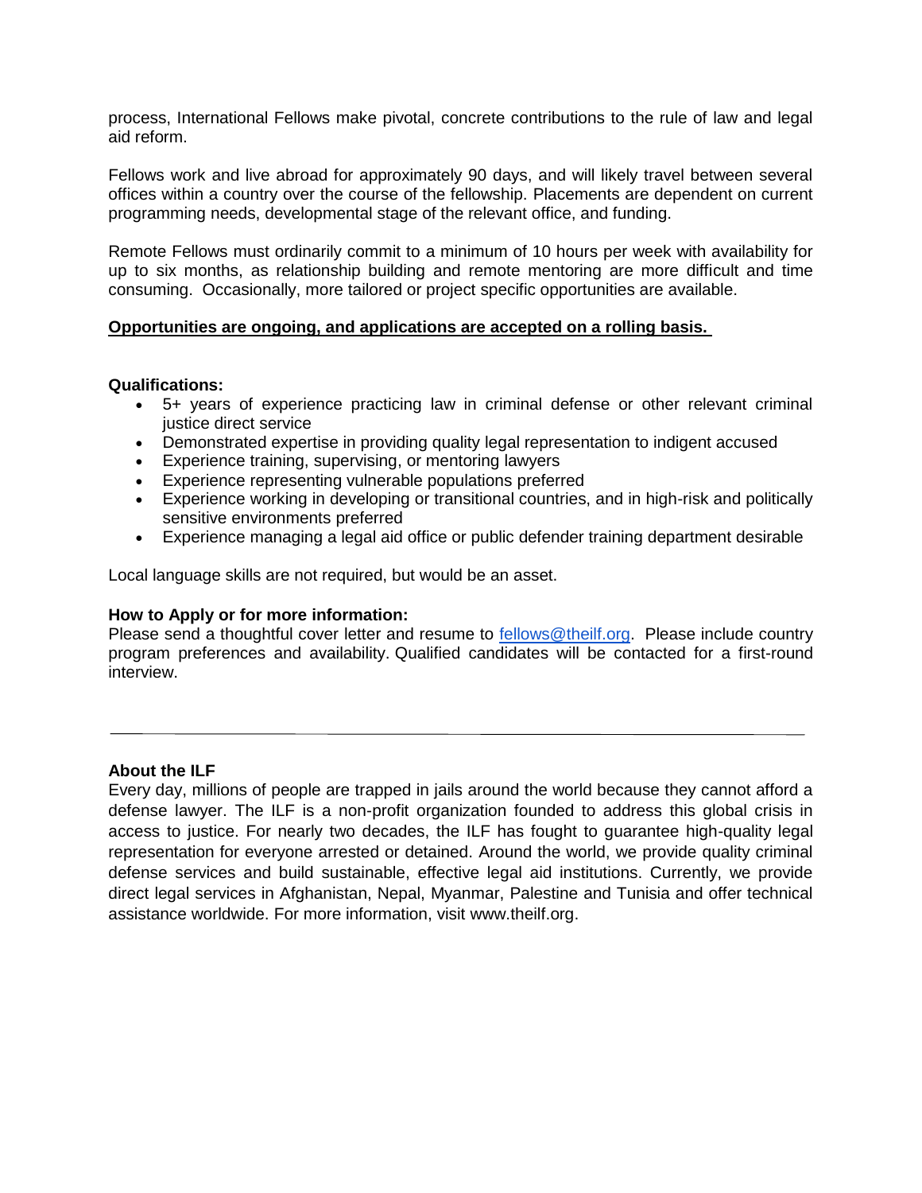process, International Fellows make pivotal, concrete contributions to the rule of law and legal aid reform.

Fellows work and live abroad for approximately 90 days, and will likely travel between several offices within a country over the course of the fellowship. Placements are dependent on current programming needs, developmental stage of the relevant office, and funding.

Remote Fellows must ordinarily commit to a minimum of 10 hours per week with availability for up to six months, as relationship building and remote mentoring are more difficult and time consuming. Occasionally, more tailored or project specific opportunities are available.

**Opportunities are ongoing, and applications are accepted on a rolling basis.**

**Qualifications:**

- 5+ years of experience practicing law in criminal defense or other relevant criminal justice direct service
- Demonstrated expertise in providing quality legal representation to indigent accused
- Experience training, supervising, or mentoring lawyers
- Experience representing vulnerable populations preferred
- Experience working in developing or transitional countries, and in high-risk and politically sensitive environments preferred
- Experience managing a legal aid office or public defender training department desirable

Local language skills are not required, but would be an asset.

**How to Apply or for more information:**
Please send a thoughtful cover letter and resume to fellows@theilf.org. Please include country program preferences and availability. Qualified candidates will be contacted for a first-round interview.

---

**About the ILF**
Every day, millions of people are trapped in jails around the world because they cannot afford a defense lawyer. The ILF is a non-profit organization founded to address this global crisis in access to justice. For nearly two decades, the ILF has fought to guarantee high-quality legal representation for everyone arrested or detained. Around the world, we provide quality criminal defense services and build sustainable, effective legal aid institutions. Currently, we provide direct legal services in Afghanistan, Nepal, Myanmar, Palestine and Tunisia and offer technical assistance worldwide. For more information, visit www.theilf.org.